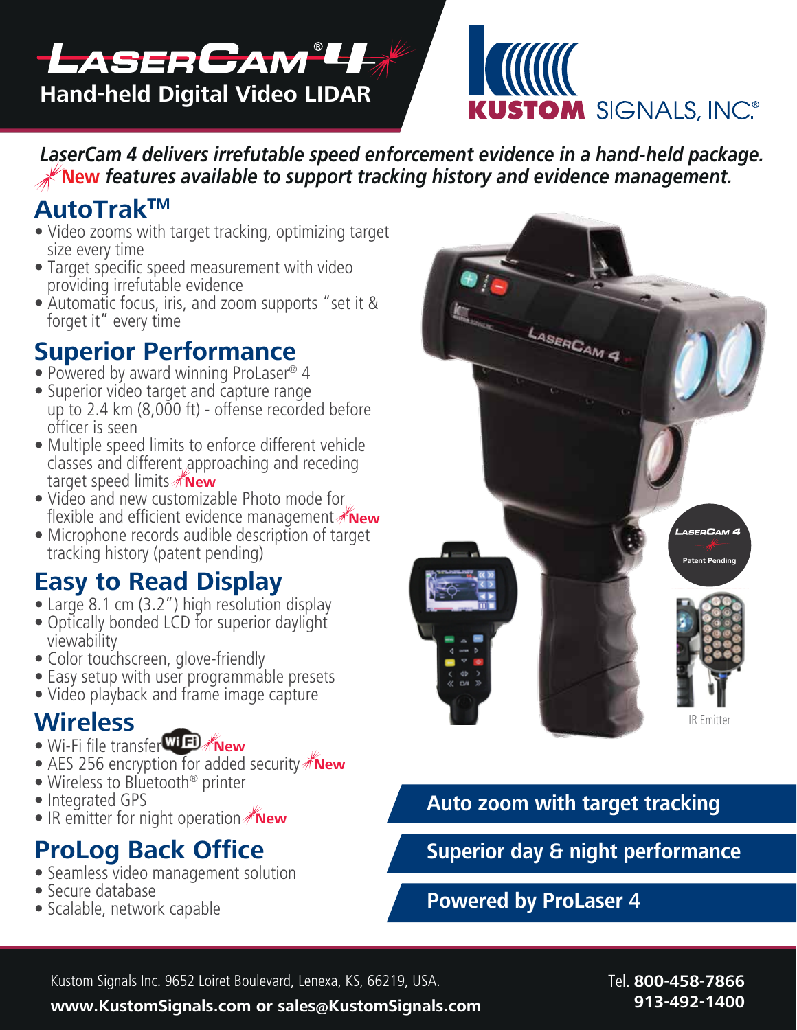# LaserCam® 4

## Hand-held Digital Video LIDAR

KUSTOM SIGNALS, INC.®

***LaserCam 4 delivers irrefutable speed enforcement evidence in a hand-held package.***
***New features available to support tracking history and evidence management.***

## AutoTrak™

- Video zooms with target tracking, optimizing target size every time
- Target specific speed measurement with video providing irrefutable evidence
- Automatic focus, iris, and zoom supports "set it & forget it" every time

## Superior Performance

- Powered by award winning ProLaser® 4
- Superior video target and capture range up to 2.4 km (8,000 ft) - offense recorded before officer is seen
- Multiple speed limits to enforce different vehicle classes and different approaching and receding target speed limits **New**
- Video and new customizable Photo mode for flexible and efficient evidence management **New**
- Microphone records audible description of target tracking history (patent pending)

## Easy to Read Display

- Large 8.1 cm (3.2") high resolution display
- Optically bonded LCD for superior daylight viewability
- Color touchscreen, glove-friendly
- Easy setup with user programmable presets
- Video playback and frame image capture

## Wireless

- Wi-Fi file transfer **New**
- AES 256 encryption for added security **New**
- Wireless to Bluetooth® printer
- Integrated GPS
- IR emitter for night operation **New**

## ProLog Back Office

- Seamless video management solution
- Secure database
- Scalable, network capable

LaserCam 4 Patent Pending

IR Emitter

**Auto zoom with target tracking**

**Superior day & night performance**

**Powered by ProLaser 4**

Kustom Signals Inc. 9652 Loiret Boulevard, Lenexa, KS, 66219, USA.
**www.KustomSignals.com or sales@KustomSignals.com**

Tel. **800-458-7866**
**913-492-1400**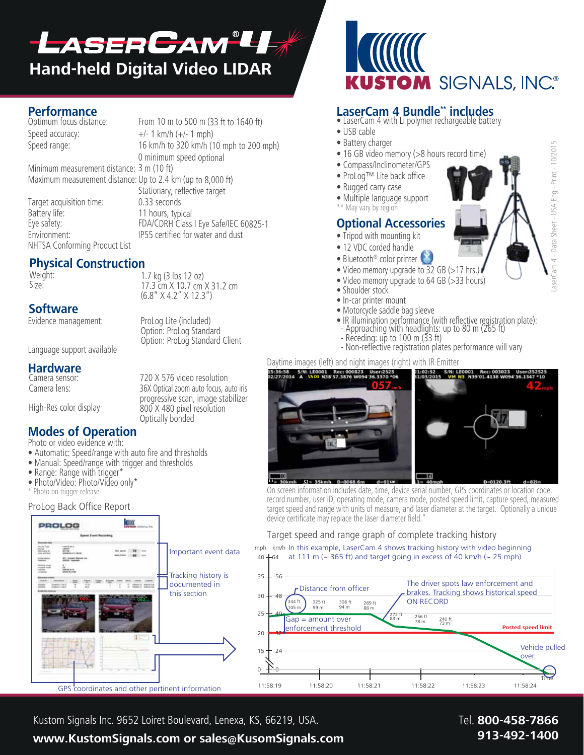# LASERCAM® 4

## Hand-held Digital Video LIDAR

KUSTOM SIGNALS, INC.®

## Performance

| | |
|---|---|
| Optimum focus distance: | From 10 m to 500 m (33 ft to 1640 ft) |
| Speed accuracy: | +/- 1 km/h (+/- 1 mph) |
| Speed range: | 16 km/h to 320 km/h (10 mph to 200 mph)<br>0 minimum speed optional |
| Minimum measurement distance: | 3 m (10 ft) |
| Maximum measurement distance: | Up to 2.4 km (up to 8,000 ft)<br>Stationary, reflective target |
| Target acquisition time: | 0.33 seconds |
| Battery life: | 11 hours, typical |
| Eye safety: | FDA/CDRH Class I Eye Safe/IEC 60825-1 |
| Environment: | IP55 certified for water and dust |

NHTSA Conforming Product List

## Physical Construction

| | |
|---|---|
| Weight: | 1.7 kg (3 lbs 12 oz) |
| Size: | 17.3 cm X 10.7 cm X 31.2 cm<br>(6.8" X 4.2" X 12.3") |

## Software

| | |
|---|---|
| Evidence management: | ProLog Lite (included)<br>Option: ProLog Standard<br>Option: ProLog Standard Client |

Language support available

## Hardware

| | |
|---|---|
| Camera sensor: | 720 X 576 video resolution |
| Camera lens: | 36X Optical zoom auto focus, auto iris progressive scan, image stabilizer |
| High-Res color display | 800 X 480 pixel resolution<br>Optically bonded |

## Modes of Operation

Photo or video evidence with:

- Automatic: Speed/range with auto fire and thresholds
- Manual: Speed/range with trigger and thresholds
- Range: Range with trigger*
- Photo/Video: Photo/Video only*

\* Photo on trigger release

ProLog Back Office Report

Important event data

Tracking history is documented in this section

GPS coordinates and other pertinent information

## LaserCam 4 Bundle** includes

- LaserCam 4 with Li polymer rechargeable battery
- USB cable
- Battery charger
- 16 GB video memory (>8 hours record time)
- Compass/Inclinometer/GPS
- ProLog™ Lite back office
- Rugged carry case
- Multiple language support

** May vary by region

## Optional Accessories

- Tripod with mounting kit
- 12 VDC corded handle
- Bluetooth® color printer
- Video memory upgrade to 32 GB (>17 hrs.)
- Video memory upgrade to 64 GB (>33 hours)
- Shoulder stock
- In-car printer mount
- Motorcycle saddle bag sleeve
- IR illumination performance (with reflective registration plate):
  - Approaching with headlights: up to 80 m (265 ft)
  - Receding: up to 100 m (33 ft)
  - Non-reflective registration plates performance will vary

LaserCam 4 - Data Sheet - USA Eng - Print - 10/2015

Daytime images (left) and night images (right) with IR Emitter

On screen information includes date, time, device serial number, GPS coordinates or location code, record number, user ID, operating mode, camera mode, posted speed limit, capture speed, measured target speed and range with units of measure, and laser diameter at the target. Optionally a unique device certificate may replace the laser diameter field."

Target speed and range graph of complete tracking history

mph km/h In this example, LaserCam 4 shows tracking history with video beginning at 111 m (~ 365 ft) and target going in excess of 40 km/h (~ 25 mph)

Distance from officer

The driver spots law enforcement and brakes. Tracking shows historical speed ON RECORD

Gap = amount over enforcement threshold

Posted speed limit

Vehicle pulled over

344 ft 105 m; 325 ft 99 m; 308 ft 94 m; 289 ft 88 m; 272 ft 83 m; 256 ft 78 m; 240 ft 73 m

Time: 11:58:19, 11:58:20, 11:58:21, 11:58:22, 11:58:23, 11:58:24

Kustom Signals Inc. 9652 Loiret Boulevard, Lenexa, KS, 66219, USA.

**www.KustomSignals.com or sales@KusomSignals.com**

Tel. **800-458-7866**
**913-492-1400**